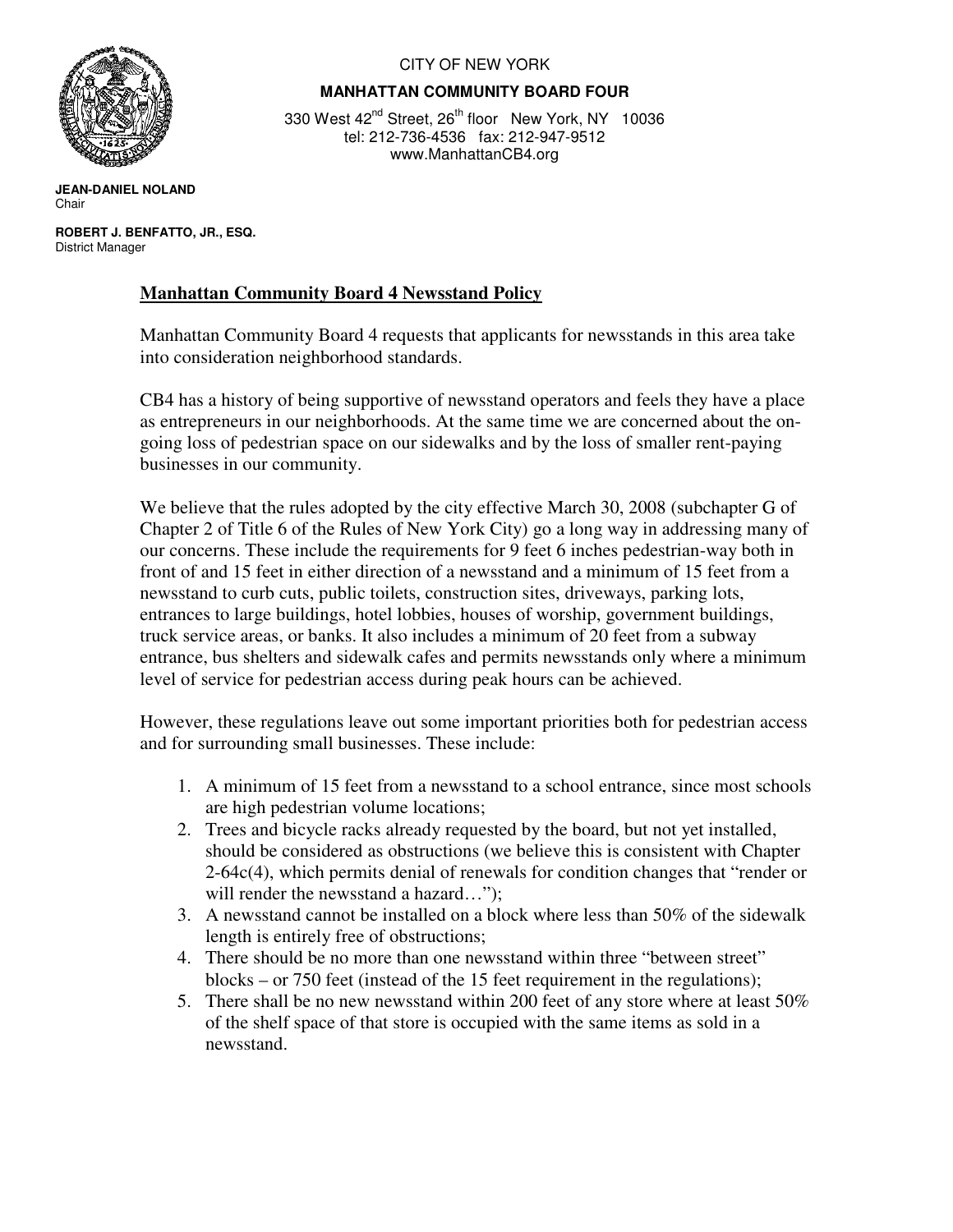CITY OF NEW YORK

**MANHATTAN COMMUNITY BOARD FOUR**

330 West 42nd Street, 26th floor New York, NY 10036
tel: 212-736-4536 fax: 212-947-9512
www.ManhattanCB4.org

**JEAN-DANIEL NOLAND**
Chair

**ROBERT J. BENFATTO, JR., ESQ.**
District Manager

## Manhattan Community Board 4 Newsstand Policy

Manhattan Community Board 4 requests that applicants for newsstands in this area take into consideration neighborhood standards.

CB4 has a history of being supportive of newsstand operators and feels they have a place as entrepreneurs in our neighborhoods. At the same time we are concerned about the on-going loss of pedestrian space on our sidewalks and by the loss of smaller rent-paying businesses in our community.

We believe that the rules adopted by the city effective March 30, 2008 (subchapter G of Chapter 2 of Title 6 of the Rules of New York City) go a long way in addressing many of our concerns. These include the requirements for 9 feet 6 inches pedestrian-way both in front of and 15 feet in either direction of a newsstand and a minimum of 15 feet from a newsstand to curb cuts, public toilets, construction sites, driveways, parking lots, entrances to large buildings, hotel lobbies, houses of worship, government buildings, truck service areas, or banks. It also includes a minimum of 20 feet from a subway entrance, bus shelters and sidewalk cafes and permits newsstands only where a minimum level of service for pedestrian access during peak hours can be achieved.

However, these regulations leave out some important priorities both for pedestrian access and for surrounding small businesses. These include:

1. A minimum of 15 feet from a newsstand to a school entrance, since most schools are high pedestrian volume locations;
2. Trees and bicycle racks already requested by the board, but not yet installed, should be considered as obstructions (we believe this is consistent with Chapter 2-64c(4), which permits denial of renewals for condition changes that "render or will render the newsstand a hazard…");
3. A newsstand cannot be installed on a block where less than 50% of the sidewalk length is entirely free of obstructions;
4. There should be no more than one newsstand within three "between street" blocks – or 750 feet (instead of the 15 feet requirement in the regulations);
5. There shall be no new newsstand within 200 feet of any store where at least 50% of the shelf space of that store is occupied with the same items as sold in a newsstand.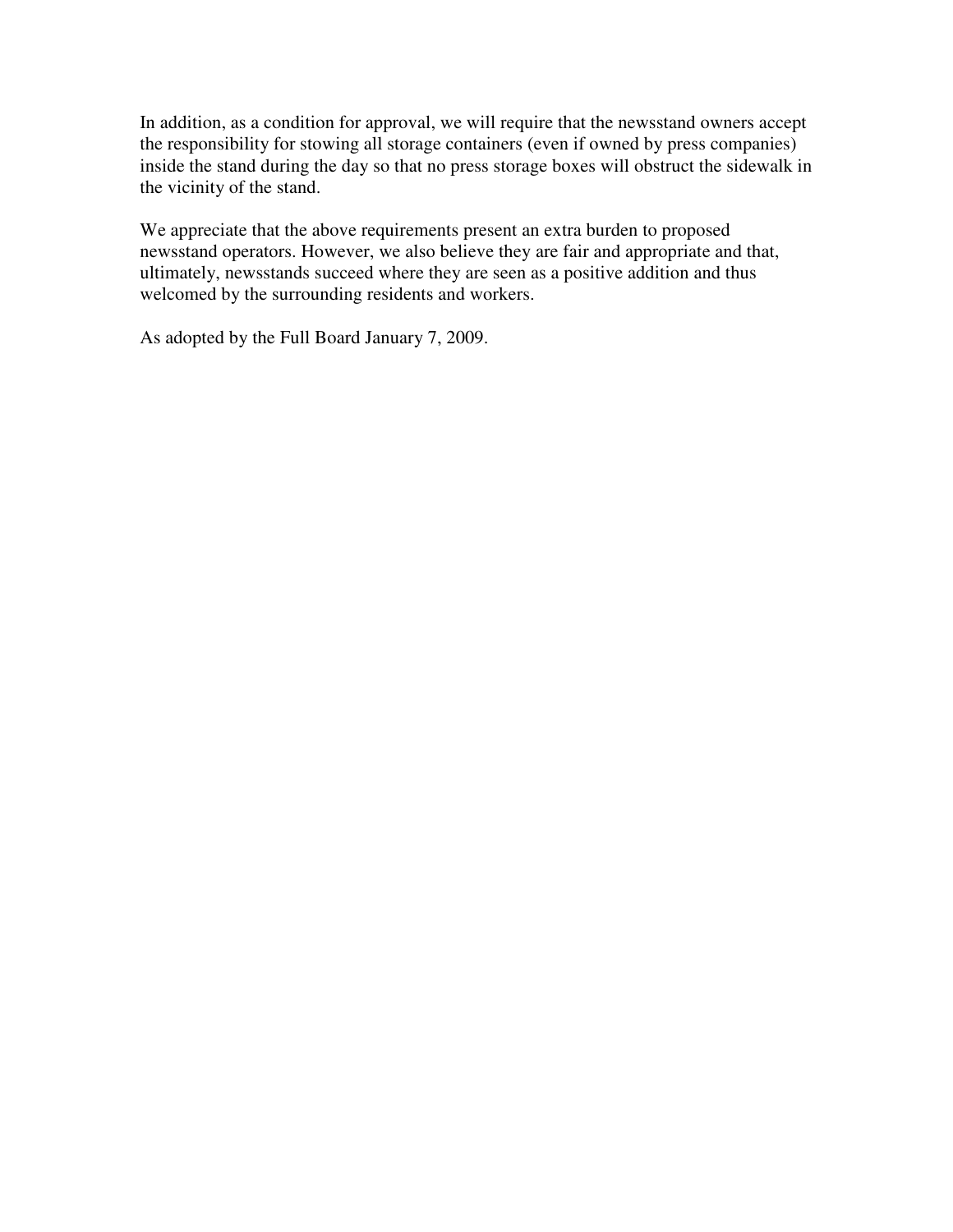In addition, as a condition for approval, we will require that the newsstand owners accept the responsibility for stowing all storage containers (even if owned by press companies) inside the stand during the day so that no press storage boxes will obstruct the sidewalk in the vicinity of the stand.

We appreciate that the above requirements present an extra burden to proposed newsstand operators. However, we also believe they are fair and appropriate and that, ultimately, newsstands succeed where they are seen as a positive addition and thus welcomed by the surrounding residents and workers.

As adopted by the Full Board January 7, 2009.